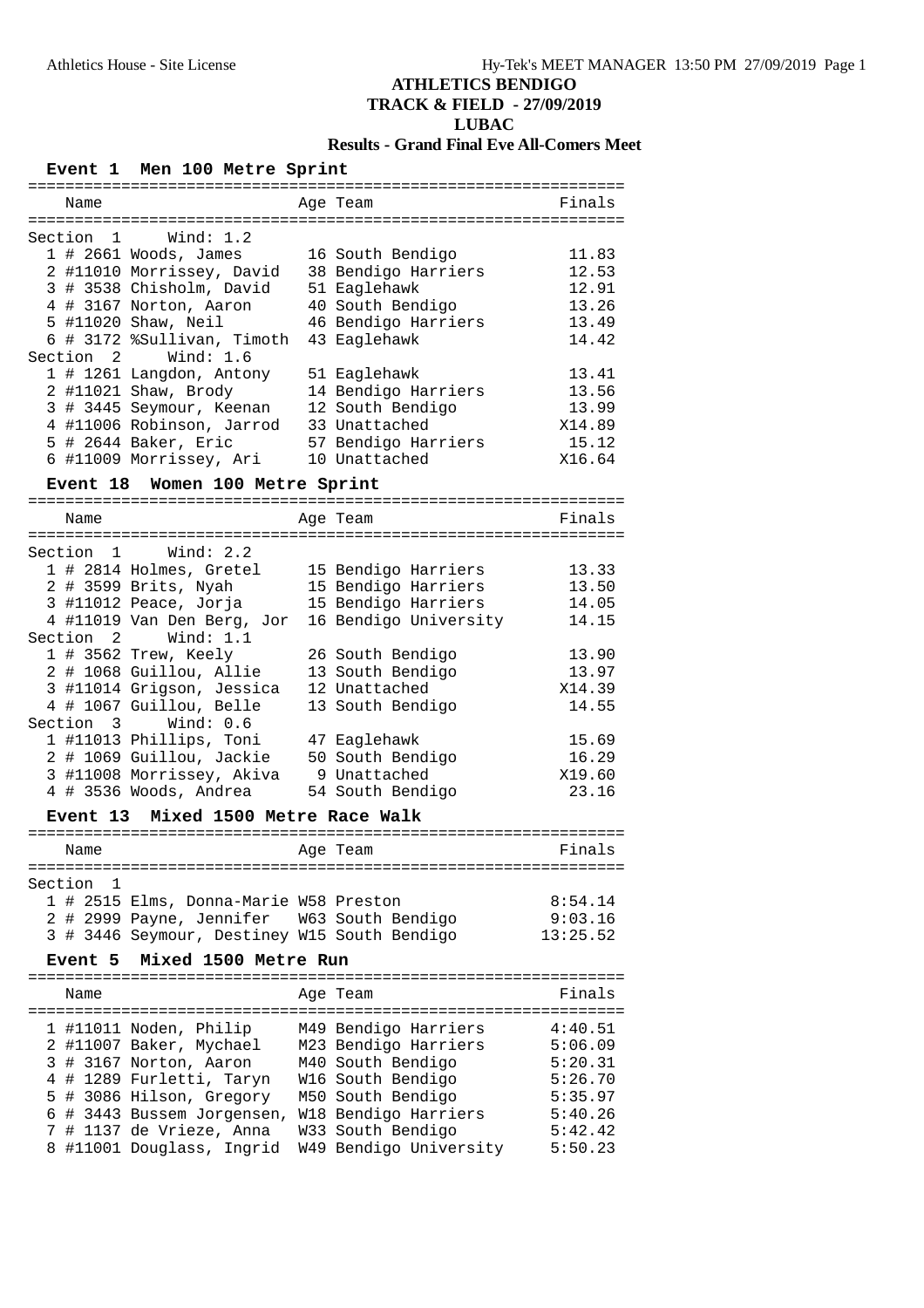# ATHLETICS BENDIGO
## TRACK & FIELD - 27/09/2019
## LUBAC
## Results - Grand Final Eve All-Comers Meet

### Event 1 Men 100 Metre Sprint

| | Name | Age | Team | Finals |
|---|---|---|---|---|
| **Section 1** | **Wind: 1.2** | | | |
| 1 | # 2661 Woods, James | 16 | South Bendigo | 11.83 |
| 2 | #11010 Morrissey, David | 38 | Bendigo Harriers | 12.53 |
| 3 | # 3538 Chisholm, David | 51 | Eaglehawk | 12.91 |
| 4 | # 3167 Norton, Aaron | 40 | South Bendigo | 13.26 |
| 5 | #11020 Shaw, Neil | 46 | Bendigo Harriers | 13.49 |
| 6 | # 3172 %Sullivan, Timoth | 43 | Eaglehawk | 14.42 |
| **Section 2** | **Wind: 1.6** | | | |
| 1 | # 1261 Langdon, Antony | 51 | Eaglehawk | 13.41 |
| 2 | #11021 Shaw, Brody | 14 | Bendigo Harriers | 13.56 |
| 3 | # 3445 Seymour, Keenan | 12 | South Bendigo | 13.99 |
| 4 | #11006 Robinson, Jarrod | 33 | Unattached | X14.89 |
| 5 | # 2644 Baker, Eric | 57 | Bendigo Harriers | 15.12 |
| 6 | #11009 Morrissey, Ari | 10 | Unattached | X16.64 |

### Event 18 Women 100 Metre Sprint

| | Name | Age | Team | Finals |
|---|---|---|---|---|
| **Section 1** | **Wind: 2.2** | | | |
| 1 | # 2814 Holmes, Gretel | 15 | Bendigo Harriers | 13.33 |
| 2 | # 3599 Brits, Nyah | 15 | Bendigo Harriers | 13.50 |
| 3 | #11012 Peace, Jorja | 15 | Bendigo Harriers | 14.05 |
| 4 | #11019 Van Den Berg, Jor | 16 | Bendigo University | 14.15 |
| **Section 2** | **Wind: 1.1** | | | |
| 1 | # 3562 Trew, Keely | 26 | South Bendigo | 13.90 |
| 2 | # 1068 Guillou, Allie | 13 | South Bendigo | 13.97 |
| 3 | #11014 Grigson, Jessica | 12 | Unattached | X14.39 |
| 4 | # 1067 Guillou, Belle | 13 | South Bendigo | 14.55 |
| **Section 3** | **Wind: 0.6** | | | |
| 1 | #11013 Phillips, Toni | 47 | Eaglehawk | 15.69 |
| 2 | # 1069 Guillou, Jackie | 50 | South Bendigo | 16.29 |
| 3 | #11008 Morrissey, Akiva | 9 | Unattached | X19.60 |
| 4 | # 3536 Woods, Andrea | 54 | South Bendigo | 23.16 |

### Event 13 Mixed 1500 Metre Race Walk

| | Name | Age | Team | Finals |
|---|---|---|---|---|
| **Section 1** | | | | |
| 1 | # 2515 Elms, Donna-Marie | W58 | Preston | 8:54.14 |
| 2 | # 2999 Payne, Jennifer | W63 | South Bendigo | 9:03.16 |
| 3 | # 3446 Seymour, Destiney | W15 | South Bendigo | 13:25.52 |

### Event 5 Mixed 1500 Metre Run

| | Name | Age | Team | Finals |
|---|---|---|---|---|
| 1 | #11011 Noden, Philip | M49 | Bendigo Harriers | 4:40.51 |
| 2 | #11007 Baker, Mychael | M23 | Bendigo Harriers | 5:06.09 |
| 3 | # 3167 Norton, Aaron | M40 | South Bendigo | 5:20.31 |
| 4 | # 1289 Furletti, Taryn | W16 | South Bendigo | 5:26.70 |
| 5 | # 3086 Hilson, Gregory | M50 | South Bendigo | 5:35.97 |
| 6 | # 3443 Bussem Jorgensen, | W18 | Bendigo Harriers | 5:40.26 |
| 7 | # 1137 de Vrieze, Anna | W33 | South Bendigo | 5:42.42 |
| 8 | #11001 Douglass, Ingrid | W49 | Bendigo University | 5:50.23 |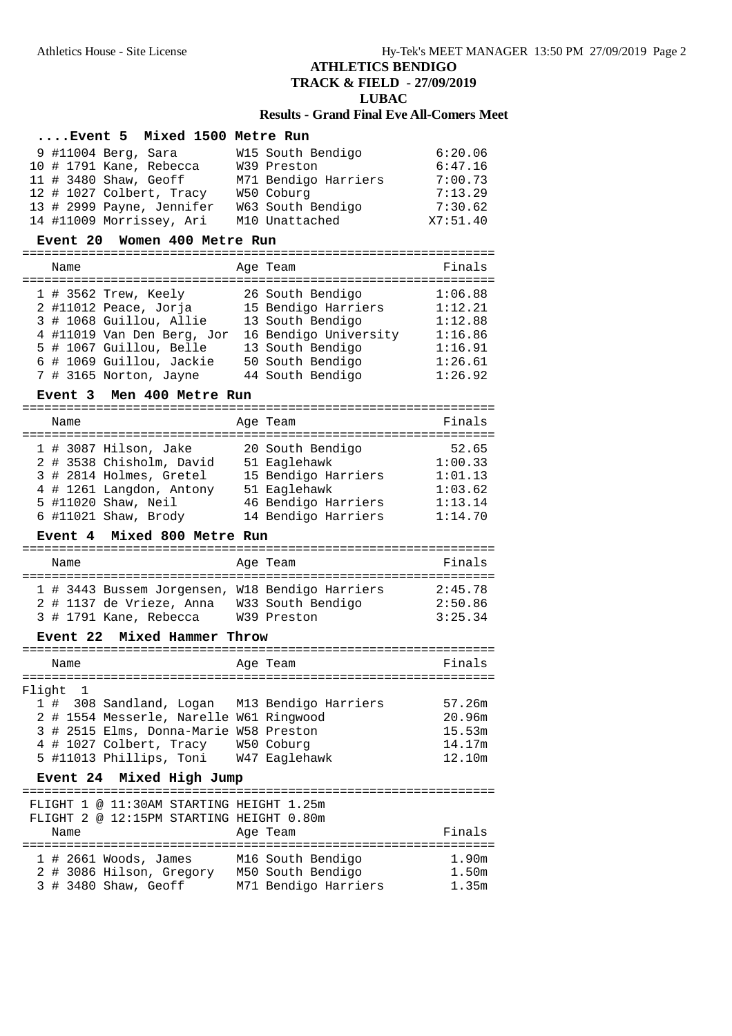# ATHLETICS BENDIGO

## TRACK & FIELD - 27/09/2019

## LUBAC

## Results - Grand Final Eve All-Comers Meet

### ....Event 5 Mixed 1500 Metre Run

| | # | Name | Age | Team | Finals |
|---|---|---|---|---|---|
| 9 | #11004 | Berg, Sara | W15 | South Bendigo | 6:20.06 |
| 10 | # 1791 | Kane, Rebecca | W39 | Preston | 6:47.16 |
| 11 | # 3480 | Shaw, Geoff | M71 | Bendigo Harriers | 7:00.73 |
| 12 | # 1027 | Colbert, Tracy | W50 | Coburg | 7:13.29 |
| 13 | # 2999 | Payne, Jennifer | W63 | South Bendigo | 7:30.62 |
| 14 | #11009 | Morrissey, Ari | M10 | Unattached | X7:51.40 |

### Event 20 Women 400 Metre Run

| | # | Name | Age | Team | Finals |
|---|---|---|---|---|---|
| 1 | # 3562 | Trew, Keely | 26 | South Bendigo | 1:06.88 |
| 2 | #11012 | Peace, Jorja | 15 | Bendigo Harriers | 1:12.21 |
| 3 | # 1068 | Guillou, Allie | 13 | South Bendigo | 1:12.88 |
| 4 | #11019 | Van Den Berg, Jor | 16 | Bendigo University | 1:16.86 |
| 5 | # 1067 | Guillou, Belle | 13 | South Bendigo | 1:16.91 |
| 6 | # 1069 | Guillou, Jackie | 50 | South Bendigo | 1:26.61 |
| 7 | # 3165 | Norton, Jayne | 44 | South Bendigo | 1:26.92 |

### Event 3 Men 400 Metre Run

| | # | Name | Age | Team | Finals |
|---|---|---|---|---|---|
| 1 | # 3087 | Hilson, Jake | 20 | South Bendigo | 52.65 |
| 2 | # 3538 | Chisholm, David | 51 | Eaglehawk | 1:00.33 |
| 3 | # 2814 | Holmes, Gretel | 15 | Bendigo Harriers | 1:01.13 |
| 4 | # 1261 | Langdon, Antony | 51 | Eaglehawk | 1:03.62 |
| 5 | #11020 | Shaw, Neil | 46 | Bendigo Harriers | 1:13.14 |
| 6 | #11021 | Shaw, Brody | 14 | Bendigo Harriers | 1:14.70 |

### Event 4 Mixed 800 Metre Run

| | # | Name | Age | Team | Finals |
|---|---|---|---|---|---|
| 1 | # 3443 | Bussem Jorgensen, | W18 | Bendigo Harriers | 2:45.78 |
| 2 | # 1137 | de Vrieze, Anna | W33 | South Bendigo | 2:50.86 |
| 3 | # 1791 | Kane, Rebecca | W39 | Preston | 3:25.34 |

### Event 22 Mixed Hammer Throw

Flight 1

| | # | Name | Age | Team | Finals |
|---|---|---|---|---|---|
| 1 | # 308 | Sandland, Logan | M13 | Bendigo Harriers | 57.26m |
| 2 | # 1554 | Messerle, Narelle | W61 | Ringwood | 20.96m |
| 3 | # 2515 | Elms, Donna-Marie | W58 | Preston | 15.53m |
| 4 | # 1027 | Colbert, Tracy | W50 | Coburg | 14.17m |
| 5 | #11013 | Phillips, Toni | W47 | Eaglehawk | 12.10m |

### Event 24 Mixed High Jump

FLIGHT 1 @ 11:30AM STARTING HEIGHT 1.25m
FLIGHT 2 @ 12:15PM STARTING HEIGHT 0.80m

| | # | Name | Age | Team | Finals |
|---|---|---|---|---|---|
| 1 | # 2661 | Woods, James | M16 | South Bendigo | 1.90m |
| 2 | # 3086 | Hilson, Gregory | M50 | South Bendigo | 1.50m |
| 3 | # 3480 | Shaw, Geoff | M71 | Bendigo Harriers | 1.35m |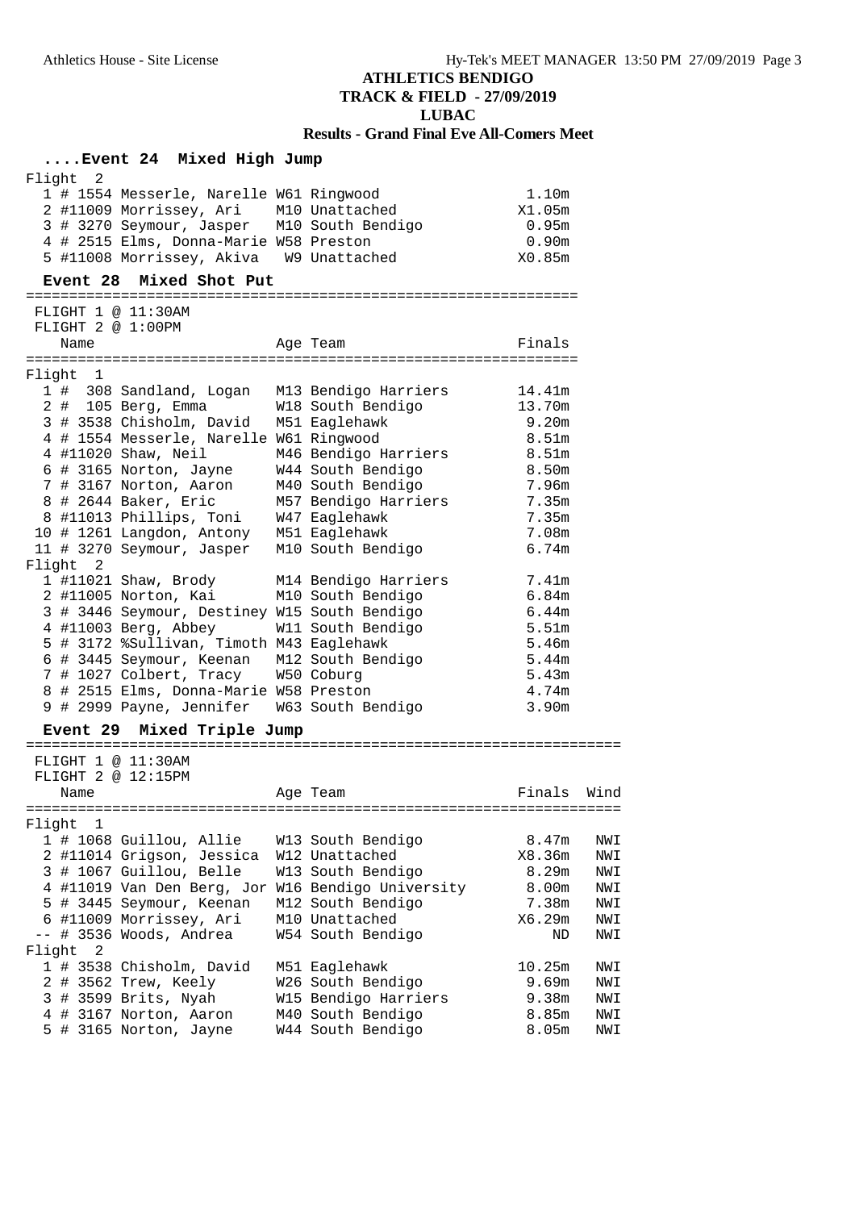**ATHLETICS BENDIGO**
**TRACK & FIELD - 27/09/2019**
**LUBAC**
**Results - Grand Final Eve All-Comers Meet**

### ....Event 24 Mixed High Jump

Flight 2

| Place | # | Name | Age | Team | Finals |
|---|---|---|---|---|---|
| 1 | # 1554 | Messerle, Narelle | W61 | Ringwood | 1.10m |
| 2 | #11009 | Morrissey, Ari | M10 | Unattached | X1.05m |
| 3 | # 3270 | Seymour, Jasper | M10 | South Bendigo | 0.95m |
| 4 | # 2515 | Elms, Donna-Marie | W58 | Preston | 0.90m |
| 5 | #11008 | Morrissey, Akiva | W9 | Unattached | X0.85m |

### Event 28 Mixed Shot Put

FLIGHT 1 @ 11:30AM
FLIGHT 2 @ 1:00PM

| Place | # | Name | Age | Team | Finals |
|---|---|---|---|---|---|
| Flight 1 | | | | | |
| 1 | # 308 | Sandland, Logan | M13 | Bendigo Harriers | 14.41m |
| 2 | # 105 | Berg, Emma | W18 | South Bendigo | 13.70m |
| 3 | # 3538 | Chisholm, David | M51 | Eaglehawk | 9.20m |
| 4 | # 1554 | Messerle, Narelle | W61 | Ringwood | 8.51m |
| 4 | #11020 | Shaw, Neil | M46 | Bendigo Harriers | 8.51m |
| 6 | # 3165 | Norton, Jayne | W44 | South Bendigo | 8.50m |
| 7 | # 3167 | Norton, Aaron | M40 | South Bendigo | 7.96m |
| 8 | # 2644 | Baker, Eric | M57 | Bendigo Harriers | 7.35m |
| 8 | #11013 | Phillips, Toni | W47 | Eaglehawk | 7.35m |
| 10 | # 1261 | Langdon, Antony | M51 | Eaglehawk | 7.08m |
| 11 | # 3270 | Seymour, Jasper | M10 | South Bendigo | 6.74m |
| Flight 2 | | | | | |
| 1 | #11021 | Shaw, Brody | M14 | Bendigo Harriers | 7.41m |
| 2 | #11005 | Norton, Kai | M10 | South Bendigo | 6.84m |
| 3 | # 3446 | Seymour, Destiney | W15 | South Bendigo | 6.44m |
| 4 | #11003 | Berg, Abbey | W11 | South Bendigo | 5.51m |
| 5 | # 3172 | %Sullivan, Timoth | M43 | Eaglehawk | 5.46m |
| 6 | # 3445 | Seymour, Keenan | M12 | South Bendigo | 5.44m |
| 7 | # 1027 | Colbert, Tracy | W50 | Coburg | 5.43m |
| 8 | # 2515 | Elms, Donna-Marie | W58 | Preston | 4.74m |
| 9 | # 2999 | Payne, Jennifer | W63 | South Bendigo | 3.90m |

### Event 29 Mixed Triple Jump

FLIGHT 1 @ 11:30AM
FLIGHT 2 @ 12:15PM

| Place | # | Name | Age | Team | Finals | Wind |
|---|---|---|---|---|---|---|
| Flight 1 | | | | | | |
| 1 | # 1068 | Guillou, Allie | W13 | South Bendigo | 8.47m | NWI |
| 2 | #11014 | Grigson, Jessica | W12 | Unattached | X8.36m | NWI |
| 3 | # 1067 | Guillou, Belle | W13 | South Bendigo | 8.29m | NWI |
| 4 | #11019 | Van Den Berg, Jor | W16 | Bendigo University | 8.00m | NWI |
| 5 | # 3445 | Seymour, Keenan | M12 | South Bendigo | 7.38m | NWI |
| 6 | #11009 | Morrissey, Ari | M10 | Unattached | X6.29m | NWI |
| -- | # 3536 | Woods, Andrea | W54 | South Bendigo | ND | NWI |
| Flight 2 | | | | | | |
| 1 | # 3538 | Chisholm, David | M51 | Eaglehawk | 10.25m | NWI |
| 2 | # 3562 | Trew, Keely | W26 | South Bendigo | 9.69m | NWI |
| 3 | # 3599 | Brits, Nyah | W15 | Bendigo Harriers | 9.38m | NWI |
| 4 | # 3167 | Norton, Aaron | M40 | South Bendigo | 8.85m | NWI |
| 5 | # 3165 | Norton, Jayne | W44 | South Bendigo | 8.05m | NWI |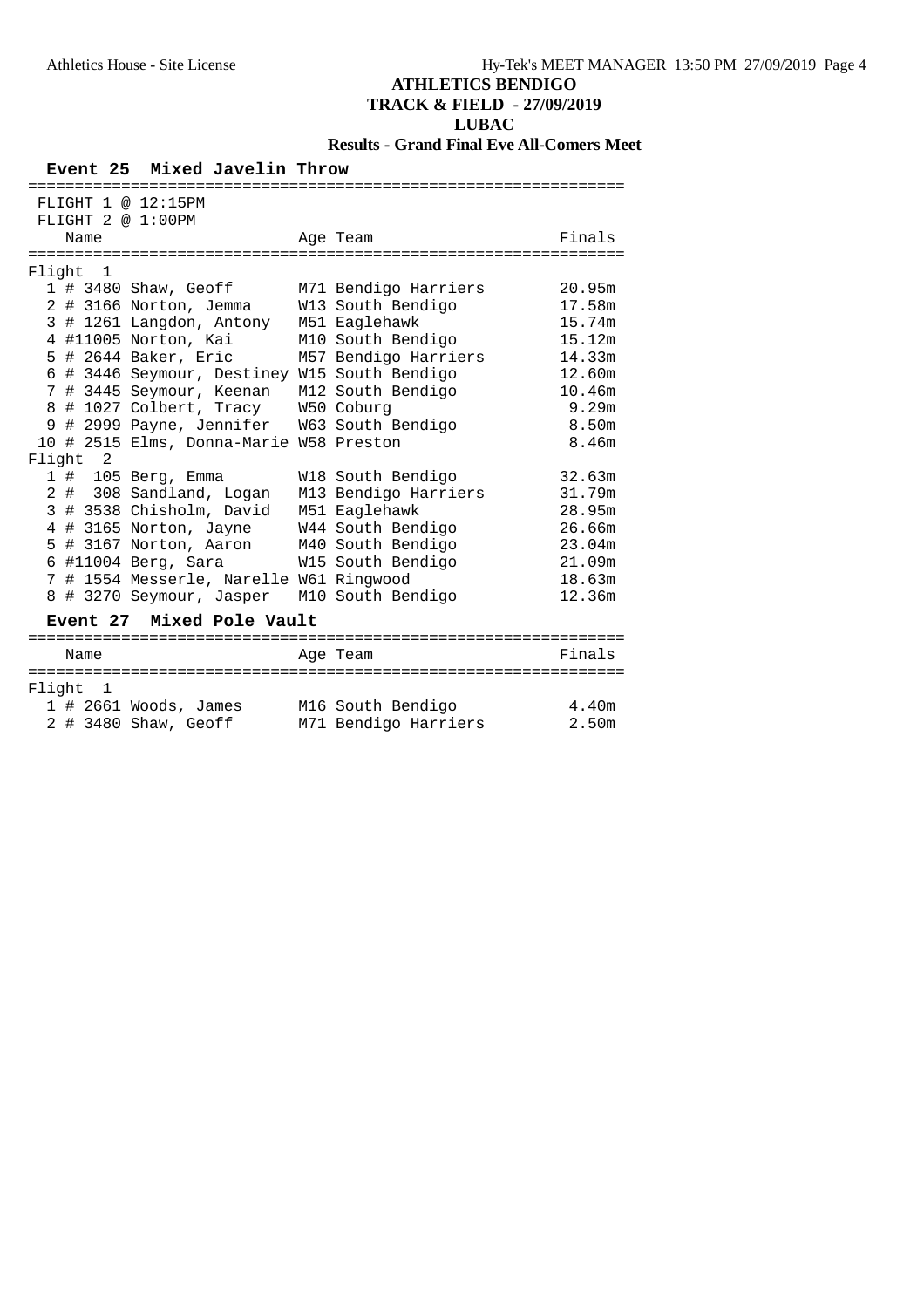**ATHLETICS BENDIGO**
**TRACK & FIELD - 27/09/2019**
**LUBAC**
**Results - Grand Final Eve All-Comers Meet**

### Event 25 Mixed Javelin Throw

FLIGHT 1 @ 12:15PM
FLIGHT 2 @ 1:00PM

| Place | # | Name | Age | Team | Finals |
|---|---|---|---|---|---|
| **Flight 1** | | | | | |
| 1 | # 3480 | Shaw, Geoff | M71 | Bendigo Harriers | 20.95m |
| 2 | # 3166 | Norton, Jemma | W13 | South Bendigo | 17.58m |
| 3 | # 1261 | Langdon, Antony | M51 | Eaglehawk | 15.74m |
| 4 | #11005 | Norton, Kai | M10 | South Bendigo | 15.12m |
| 5 | # 2644 | Baker, Eric | M57 | Bendigo Harriers | 14.33m |
| 6 | # 3446 | Seymour, Destiney | W15 | South Bendigo | 12.60m |
| 7 | # 3445 | Seymour, Keenan | M12 | South Bendigo | 10.46m |
| 8 | # 1027 | Colbert, Tracy | W50 | Coburg | 9.29m |
| 9 | # 2999 | Payne, Jennifer | W63 | South Bendigo | 8.50m |
| 10 | # 2515 | Elms, Donna-Marie | W58 | Preston | 8.46m |
| **Flight 2** | | | | | |
| 1 | # 105 | Berg, Emma | W18 | South Bendigo | 32.63m |
| 2 | # 308 | Sandland, Logan | M13 | Bendigo Harriers | 31.79m |
| 3 | # 3538 | Chisholm, David | M51 | Eaglehawk | 28.95m |
| 4 | # 3165 | Norton, Jayne | W44 | South Bendigo | 26.66m |
| 5 | # 3167 | Norton, Aaron | M40 | South Bendigo | 23.04m |
| 6 | #11004 | Berg, Sara | W15 | South Bendigo | 21.09m |
| 7 | # 1554 | Messerle, Narelle | W61 | Ringwood | 18.63m |
| 8 | # 3270 | Seymour, Jasper | M10 | South Bendigo | 12.36m |

### Event 27 Mixed Pole Vault

| Place | # | Name | Age | Team | Finals |
|---|---|---|---|---|---|
| **Flight 1** | | | | | |
| 1 | # 2661 | Woods, James | M16 | South Bendigo | 4.40m |
| 2 | # 3480 | Shaw, Geoff | M71 | Bendigo Harriers | 2.50m |